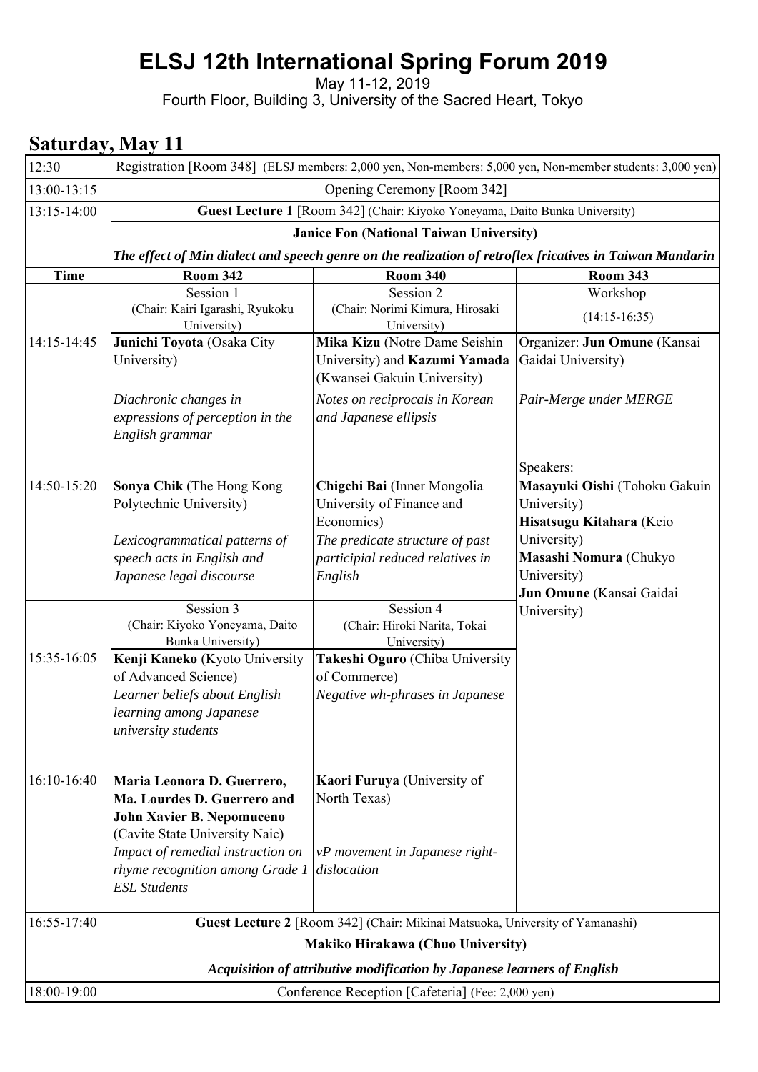# ELSJ 12th International Spring Forum 2019

May 11-12, 2019

Fourth Floor, Building 3, University of the Sacred Heart, Tokyo

## Saturday, May 11

| Time | Room 342 | Room 340 | Room 343 |
|---|---|---|---|
| 12:30 | Registration [Room 348] (ELSJ members: 2,000 yen, Non-members: 5,000 yen, Non-member students: 3,000 yen) | | |
| 13:00-13:15 | Opening Ceremony [Room 342] | | |
| 13:15-14:00 | **Guest Lecture 1** [Room 342] (Chair: Kiyoko Yoneyama, Daito Bunka University)<br>**Janice Fon (National Taiwan University)**<br>***The effect of Min dialect and speech genre on the realization of retroflex fricatives in Taiwan Mandarin*** | | |
| | Session 1<br>(Chair: Kairi Igarashi, Ryukoku University) | Session 2<br>(Chair: Norimi Kimura, Hirosaki University) | Workshop<br>(14:15-16:35)<br><br>Organizer: **Jun Omune** (Kansai Gaidai University)<br><br>*Pair-Merge under MERGE*<br><br>Speakers:<br>**Masayuki Oishi** (Tohoku Gakuin University)<br>**Hisatsugu Kitahara** (Keio University)<br>**Masashi Nomura** (Chukyo University)<br>**Jun Omune** (Kansai Gaidai University) |
| 14:15-14:45 | **Junichi Toyota** (Osaka City University)<br><br>*Diachronic changes in expressions of perception in the English grammar* | **Mika Kizu** (Notre Dame Seishin University) and **Kazumi Yamada** (Kwansei Gakuin University)<br><br>*Notes on reciprocals in Korean and Japanese ellipsis* | |
| 14:50-15:20 | **Sonya Chik** (The Hong Kong Polytechnic University)<br><br>*Lexicogrammatical patterns of speech acts in English and Japanese legal discourse* | **Chigchi Bai** (Inner Mongolia University of Finance and Economics)<br>*The predicate structure of past participial reduced relatives in English* | |
| | Session 3<br>(Chair: Kiyoko Yoneyama, Daito Bunka University) | Session 4<br>(Chair: Hiroki Narita, Tokai University) | |
| 15:35-16:05 | **Kenji Kaneko** (Kyoto University of Advanced Science)<br>*Learner beliefs about English learning among Japanese university students* | **Takeshi Oguro** (Chiba University of Commerce)<br>*Negative wh-phrases in Japanese* | |
| 16:10-16:40 | **Maria Leonora D. Guerrero, Ma. Lourdes D. Guerrero and John Xavier B. Nepomuceno** (Cavite State University Naic)<br>*Impact of remedial instruction on rhyme recognition among Grade 1 ESL Students* | **Kaori Furuya** (University of North Texas)<br><br>*vP movement in Japanese right-dislocation* | |
| 16:55-17:40 | **Guest Lecture 2** [Room 342] (Chair: Mikinai Matsuoka, University of Yamanashi)<br>**Makiko Hirakawa (Chuo University)**<br>***Acquisition of attributive modification by Japanese learners of English*** | | |
| 18:00-19:00 | Conference Reception [Cafeteria] (Fee: 2,000 yen) | | |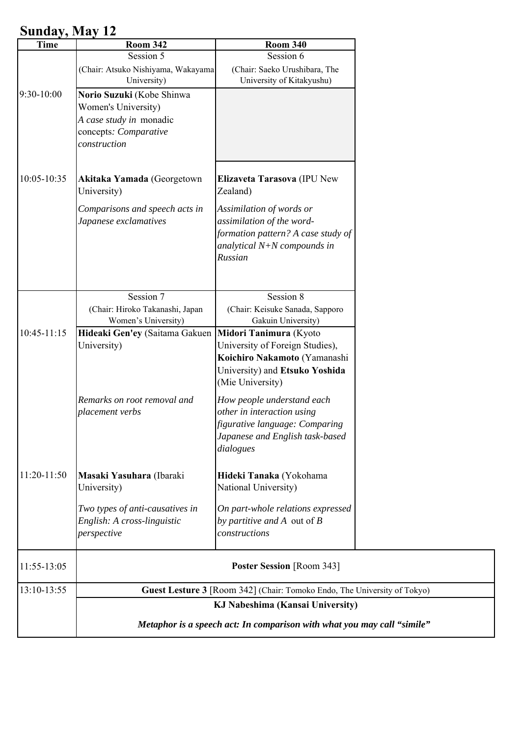## Sunday, May 12

| Time | Room 342 | Room 340 |
| --- | --- | --- |
| | Session 5 (Chair: Atsuko Nishiyama, Wakayama University) | Session 6 (Chair: Saeko Urushibara, The University of Kitakyushu) |
| 9:30-10:00 | **Norio Suzuki** (Kobe Shinwa Women's University) *A case study in* monadic concepts*: Comparative construction* | |
| 10:05-10:35 | **Akitaka Yamada** (Georgetown University) *Comparisons and speech acts in Japanese exclamatives* | **Elizaveta Tarasova** (IPU New Zealand) *Assimilation of words or assimilation of the word-formation pattern? A case study of analytical N+N compounds in Russian* |
| | Session 7 (Chair: Hiroko Takanashi, Japan Women's University) | Session 8 (Chair: Keisuke Sanada, Sapporo Gakuin University) |
| 10:45-11:15 | **Hideaki Gen'ey** (Saitama Gakuen University) *Remarks on root removal and placement verbs* | **Midori Tanimura** (Kyoto University of Foreign Studies), **Koichiro Nakamoto** (Yamanashi University) and **Etsuko Yoshida** (Mie University) *How people understand each other in interaction using figurative language: Comparing Japanese and English task-based dialogues* |
| 11:20-11:50 | **Masaki Yasuhara** (Ibaraki University) *Two types of anti-causatives in English: A cross-linguistic perspective* | **Hideki Tanaka** (Yokohama National University) *On part-whole relations expressed by partitive and A* out of *B constructions* |
| 11:55-13:05 | **Poster Session** [Room 343] | |
| 13:10-13:55 | **Guest Lesture 3** [Room 342] (Chair: Tomoko Endo, The University of Tokyo) **KJ Nabeshima (Kansai University)** ***Metaphor is a speech act: In comparison with what you may call "simile"*** | |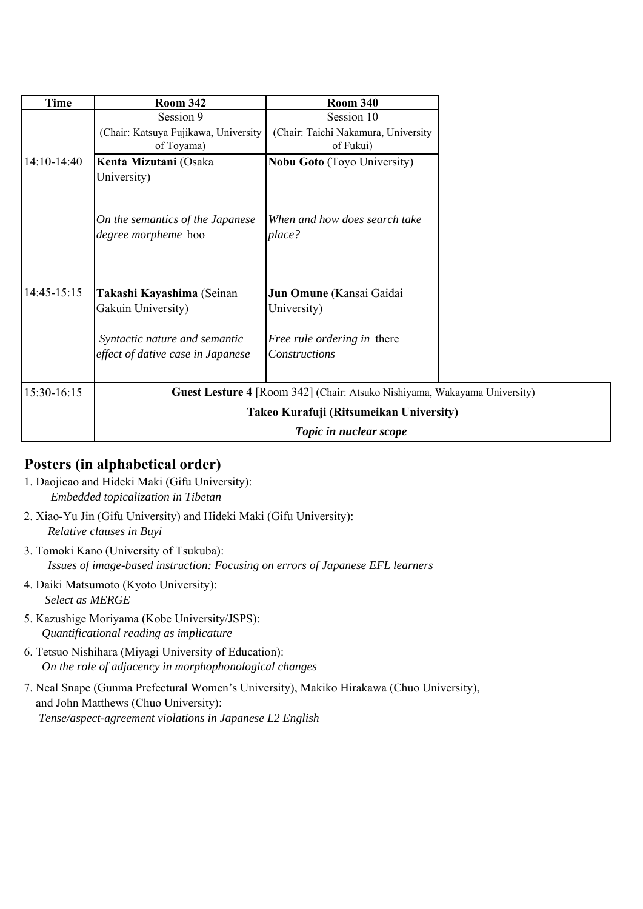| Time | Room 342 | Room 340 |
|---|---|---|
| | Session 9<br>(Chair: Katsuya Fujikawa, University of Toyama) | Session 10<br>(Chair: Taichi Nakamura, University of Fukui) |
| 14:10-14:40 | **Kenta Mizutani** (Osaka University)<br><br>*On the semantics of the Japanese degree morpheme* hoo | **Nobu Goto** (Toyo University)<br><br>*When and how does search take place?* |
| 14:45-15:15 | **Takashi Kayashima** (Seinan Gakuin University)<br><br>*Syntactic nature and semantic effect of dative case in Japanese* | **Jun Omune** (Kansai Gaidai University)<br><br>*Free rule ordering in* there *Constructions* |
| 15:30-16:15 | **Guest Lesture 4** [Room 342] (Chair: Atsuko Nishiyama, Wakayama University)<br>**Takeo Kurafuji (Ritsumeikan University)**<br>***Topic in nuclear scope*** | |

## Posters (in alphabetical order)

1. Daojicao and Hideki Maki (Gifu University):
   *Embedded topicalization in Tibetan*
2. Xiao-Yu Jin (Gifu University) and Hideki Maki (Gifu University):
   *Relative clauses in Buyi*
3. Tomoki Kano (University of Tsukuba):
   *Issues of image-based instruction: Focusing on errors of Japanese EFL learners*
4. Daiki Matsumoto (Kyoto University):
   *Select as MERGE*
5. Kazushige Moriyama (Kobe University/JSPS):
   *Quantificational reading as implicature*
6. Tetsuo Nishihara (Miyagi University of Education):
   *On the role of adjacency in morphophonological changes*
7. Neal Snape (Gunma Prefectural Women's University), Makiko Hirakawa (Chuo University), and John Matthews (Chuo University):
   *Tense/aspect-agreement violations in Japanese L2 English*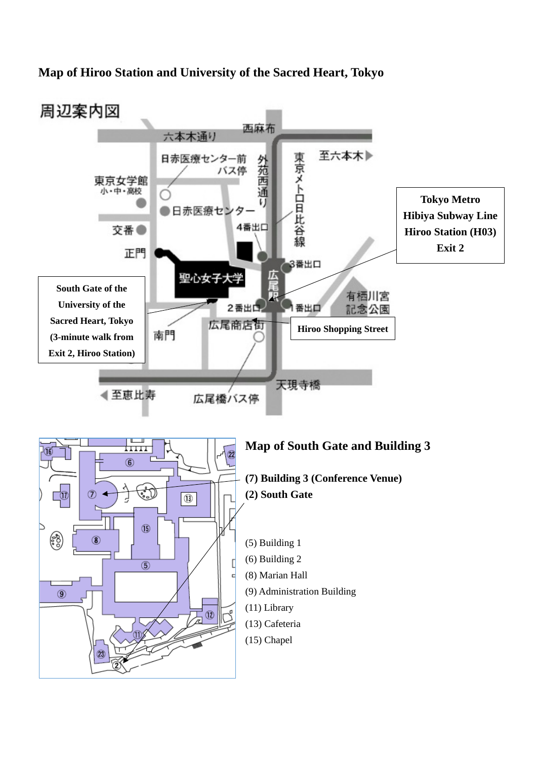## Map of Hiroo Station and University of the Sacred Heart, Tokyo

周辺案内図

六本木通り

西麻布

至六本木

日赤医療センター前 バス停

外苑西通り

東京メトロ日比谷線

東京女学館 小・中・高校

日赤医療センター

交番

4番出口

正門

聖心女子大学

広尾駅

3番出口

2番出口

1番出口

有栖川宮記念公園

南門

広尾商店街

天現寺橋

至恵比寿

広尾橋バス停

Tokyo Metro Hibiya Subway Line Hiroo Station (H03) Exit 2

South Gate of the University of the Sacred Heart, Tokyo (3-minute walk from Exit 2, Hiroo Station)

Hiroo Shopping Street

## Map of South Gate and Building 3

**(7) Building 3 (Conference Venue)**

**(2) South Gate**

(5) Building 1

(6) Building 2

(8) Marian Hall

(9) Administration Building

(11) Library

(13) Cafeteria

(15) Chapel